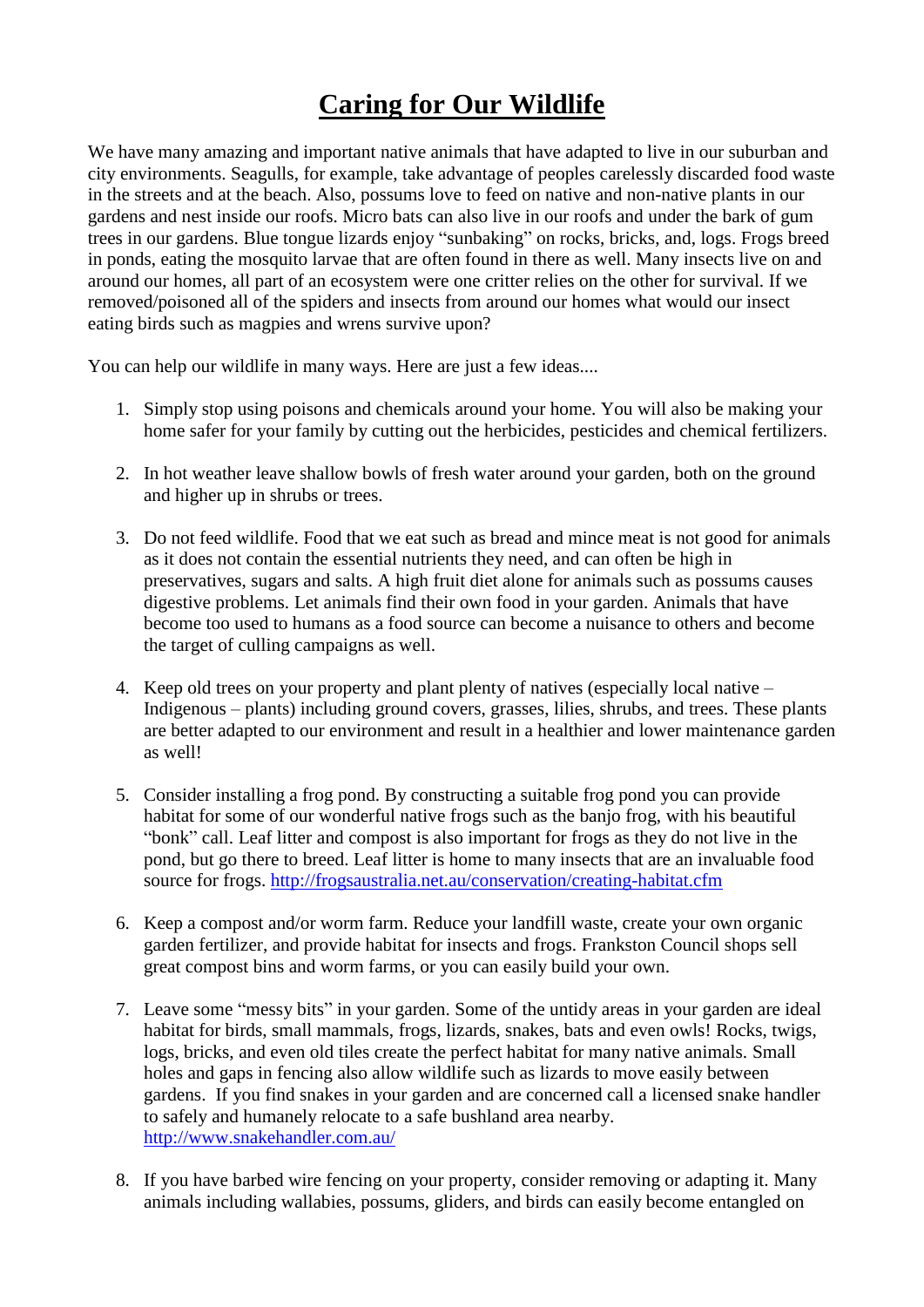# Caring for Our Wildlife

We have many amazing and important native animals that have adapted to live in our suburban and city environments. Seagulls, for example, take advantage of peoples carelessly discarded food waste in the streets and at the beach. Also, possums love to feed on native and non-native plants in our gardens and nest inside our roofs. Micro bats can also live in our roofs and under the bark of gum trees in our gardens. Blue tongue lizards enjoy "sunbaking" on rocks, bricks, and, logs. Frogs breed in ponds, eating the mosquito larvae that are often found in there as well. Many insects live on and around our homes, all part of an ecosystem were one critter relies on the other for survival. If we removed/poisoned all of the spiders and insects from around our homes what would our insect eating birds such as magpies and wrens survive upon?

You can help our wildlife in many ways. Here are just a few ideas....

1. Simply stop using poisons and chemicals around your home. You will also be making your home safer for your family by cutting out the herbicides, pesticides and chemical fertilizers.

2. In hot weather leave shallow bowls of fresh water around your garden, both on the ground and higher up in shrubs or trees.

3. Do not feed wildlife. Food that we eat such as bread and mince meat is not good for animals as it does not contain the essential nutrients they need, and can often be high in preservatives, sugars and salts. A high fruit diet alone for animals such as possums causes digestive problems. Let animals find their own food in your garden. Animals that have become too used to humans as a food source can become a nuisance to others and become the target of culling campaigns as well.

4. Keep old trees on your property and plant plenty of natives (especially local native – Indigenous – plants) including ground covers, grasses, lilies, shrubs, and trees. These plants are better adapted to our environment and result in a healthier and lower maintenance garden as well!

5. Consider installing a frog pond. By constructing a suitable frog pond you can provide habitat for some of our wonderful native frogs such as the banjo frog, with his beautiful "bonk" call. Leaf litter and compost is also important for frogs as they do not live in the pond, but go there to breed. Leaf litter is home to many insects that are an invaluable food source for frogs. http://frogsaustralia.net.au/conservation/creating-habitat.cfm

6. Keep a compost and/or worm farm. Reduce your landfill waste, create your own organic garden fertilizer, and provide habitat for insects and frogs. Frankston Council shops sell great compost bins and worm farms, or you can easily build your own.

7. Leave some "messy bits" in your garden. Some of the untidy areas in your garden are ideal habitat for birds, small mammals, frogs, lizards, snakes, bats and even owls! Rocks, twigs, logs, bricks, and even old tiles create the perfect habitat for many native animals. Small holes and gaps in fencing also allow wildlife such as lizards to move easily between gardens. If you find snakes in your garden and are concerned call a licensed snake handler to safely and humanely relocate to a safe bushland area nearby. http://www.snakehandler.com.au/

8. If you have barbed wire fencing on your property, consider removing or adapting it. Many animals including wallabies, possums, gliders, and birds can easily become entangled on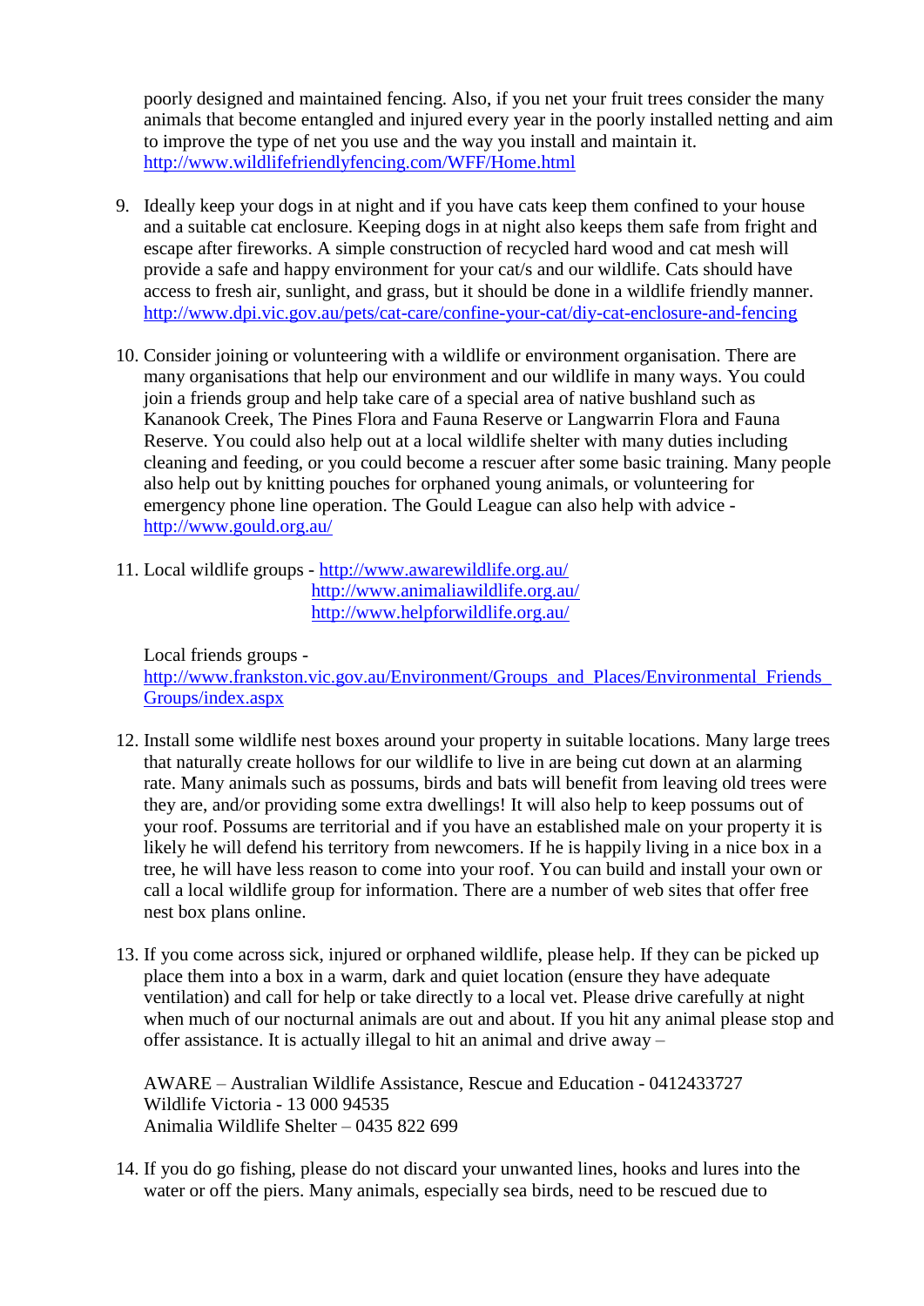poorly designed and maintained fencing. Also, if you net your fruit trees consider the many animals that become entangled and injured every year in the poorly installed netting and aim to improve the type of net you use and the way you install and maintain it. http://www.wildlifefriendlyfencing.com/WFF/Home.html

9. Ideally keep your dogs in at night and if you have cats keep them confined to your house and a suitable cat enclosure. Keeping dogs in at night also keeps them safe from fright and escape after fireworks. A simple construction of recycled hard wood and cat mesh will provide a safe and happy environment for your cat/s and our wildlife. Cats should have access to fresh air, sunlight, and grass, but it should be done in a wildlife friendly manner. http://www.dpi.vic.gov.au/pets/cat-care/confine-your-cat/diy-cat-enclosure-and-fencing

10. Consider joining or volunteering with a wildlife or environment organisation. There are many organisations that help our environment and our wildlife in many ways. You could join a friends group and help take care of a special area of native bushland such as Kananook Creek, The Pines Flora and Fauna Reserve or Langwarrin Flora and Fauna Reserve. You could also help out at a local wildlife shelter with many duties including cleaning and feeding, or you could become a rescuer after some basic training. Many people also help out by knitting pouches for orphaned young animals, or volunteering for emergency phone line operation. The Gould League can also help with advice - http://www.gould.org.au/

11. Local wildlife groups - http://www.awarewildlife.org.au/
    http://www.animaliawildlife.org.au/
    http://www.helpforwildlife.org.au/

    Local friends groups -
    http://www.frankston.vic.gov.au/Environment/Groups_and_Places/Environmental_Friends_Groups/index.aspx

12. Install some wildlife nest boxes around your property in suitable locations. Many large trees that naturally create hollows for our wildlife to live in are being cut down at an alarming rate. Many animals such as possums, birds and bats will benefit from leaving old trees were they are, and/or providing some extra dwellings! It will also help to keep possums out of your roof. Possums are territorial and if you have an established male on your property it is likely he will defend his territory from newcomers. If he is happily living in a nice box in a tree, he will have less reason to come into your roof. You can build and install your own or call a local wildlife group for information. There are a number of web sites that offer free nest box plans online.

13. If you come across sick, injured or orphaned wildlife, please help. If they can be picked up place them into a box in a warm, dark and quiet location (ensure they have adequate ventilation) and call for help or take directly to a local vet. Please drive carefully at night when much of our nocturnal animals are out and about. If you hit any animal please stop and offer assistance. It is actually illegal to hit an animal and drive away –

    AWARE – Australian Wildlife Assistance, Rescue and Education - 0412433727
    Wildlife Victoria - 13 000 94535
    Animalia Wildlife Shelter – 0435 822 699

14. If you do go fishing, please do not discard your unwanted lines, hooks and lures into the water or off the piers. Many animals, especially sea birds, need to be rescued due to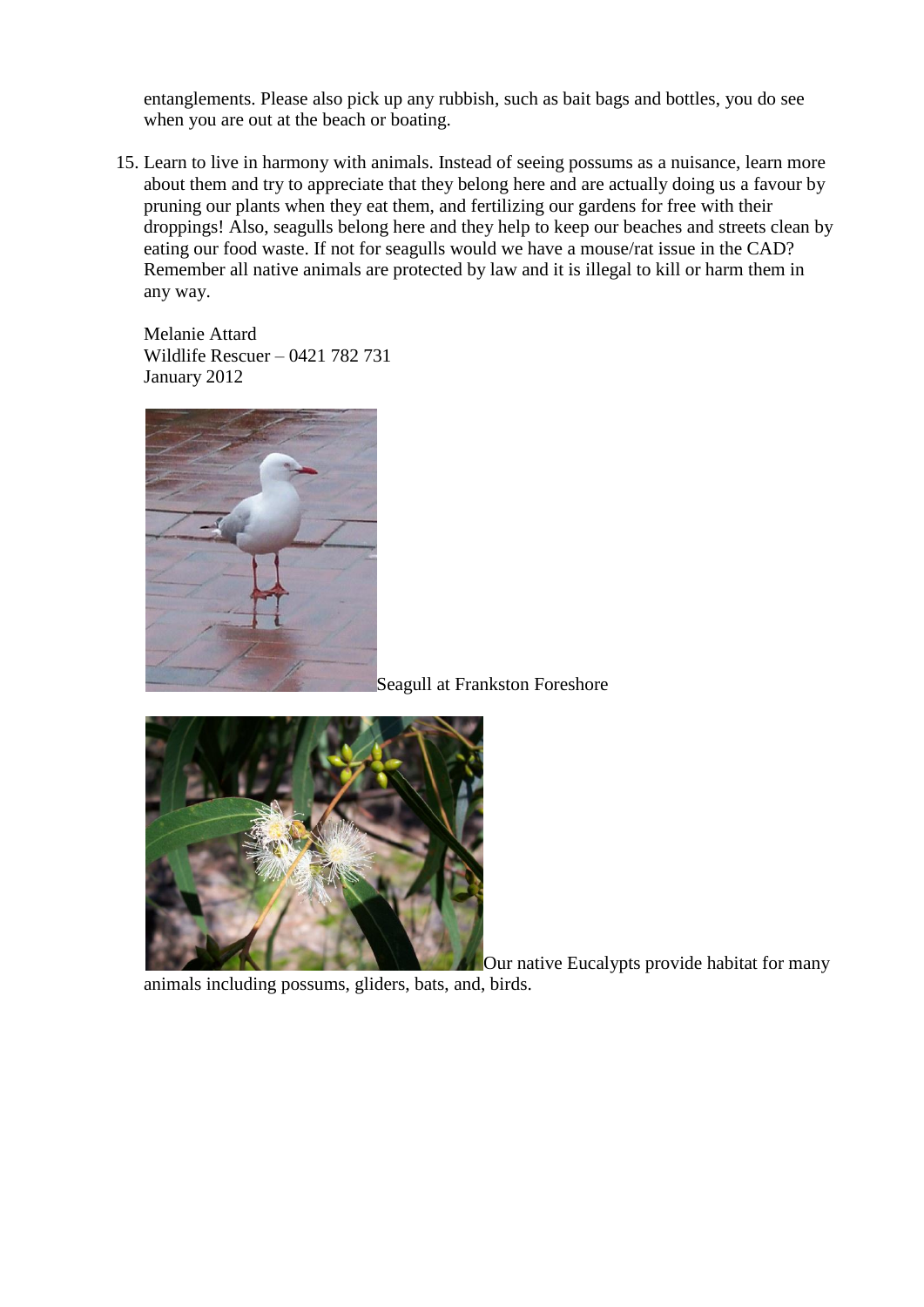entanglements. Please also pick up any rubbish, such as bait bags and bottles, you do see when you are out at the beach or boating.

15. Learn to live in harmony with animals. Instead of seeing possums as a nuisance, learn more about them and try to appreciate that they belong here and are actually doing us a favour by pruning our plants when they eat them, and fertilizing our gardens for free with their droppings! Also, seagulls belong here and they help to keep our beaches and streets clean by eating our food waste. If not for seagulls would we have a mouse/rat issue in the CAD? Remember all native animals are protected by law and it is illegal to kill or harm them in any way.

Melanie Attard
Wildlife Rescuer – 0421 782 731
January 2012

Seagull at Frankston Foreshore

Our native Eucalypts provide habitat for many animals including possums, gliders, bats, and, birds.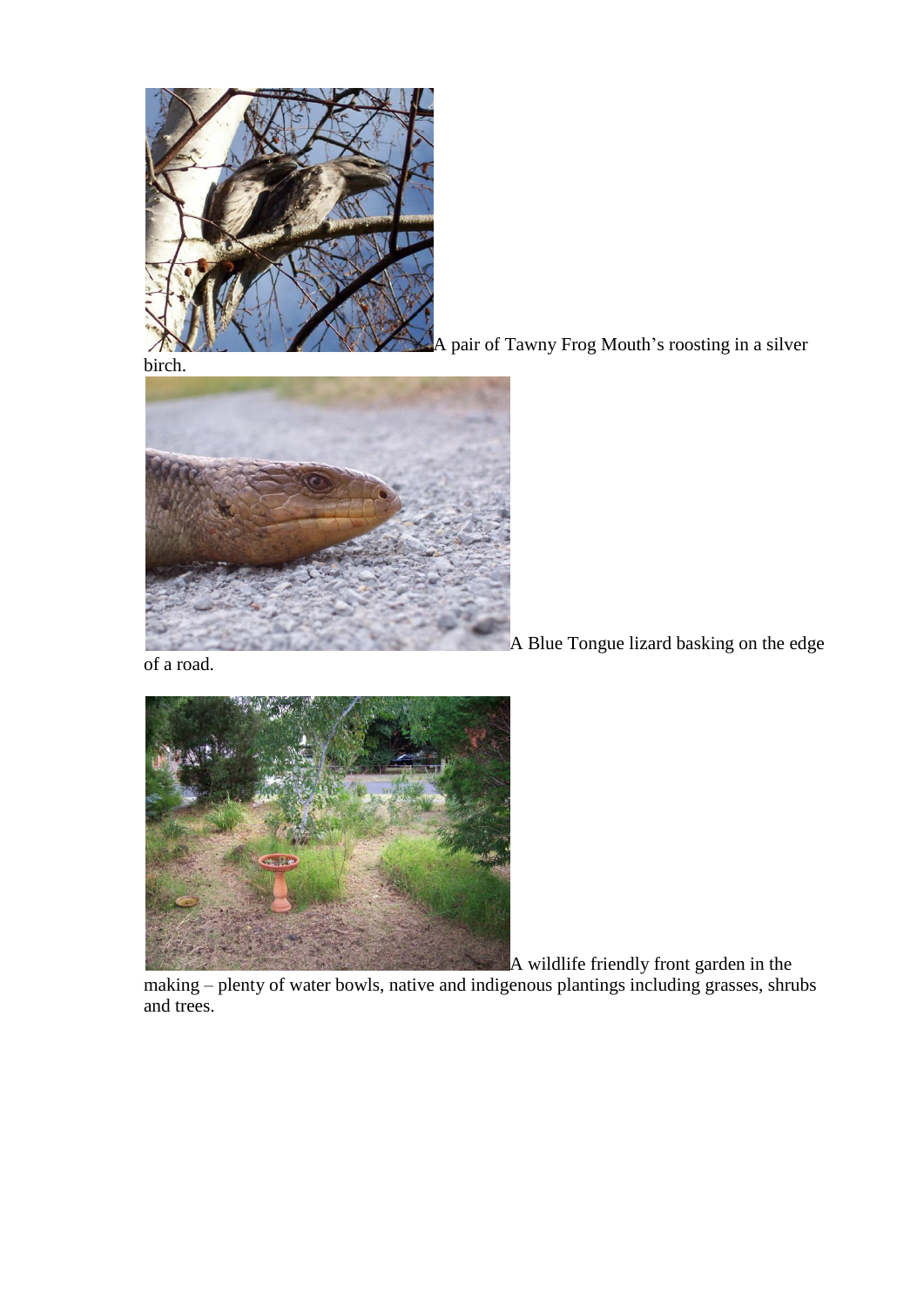A pair of Tawny Frog Mouth's roosting in a silver birch.

A Blue Tongue lizard basking on the edge of a road.

A wildlife friendly front garden in the making – plenty of water bowls, native and indigenous plantings including grasses, shrubs and trees.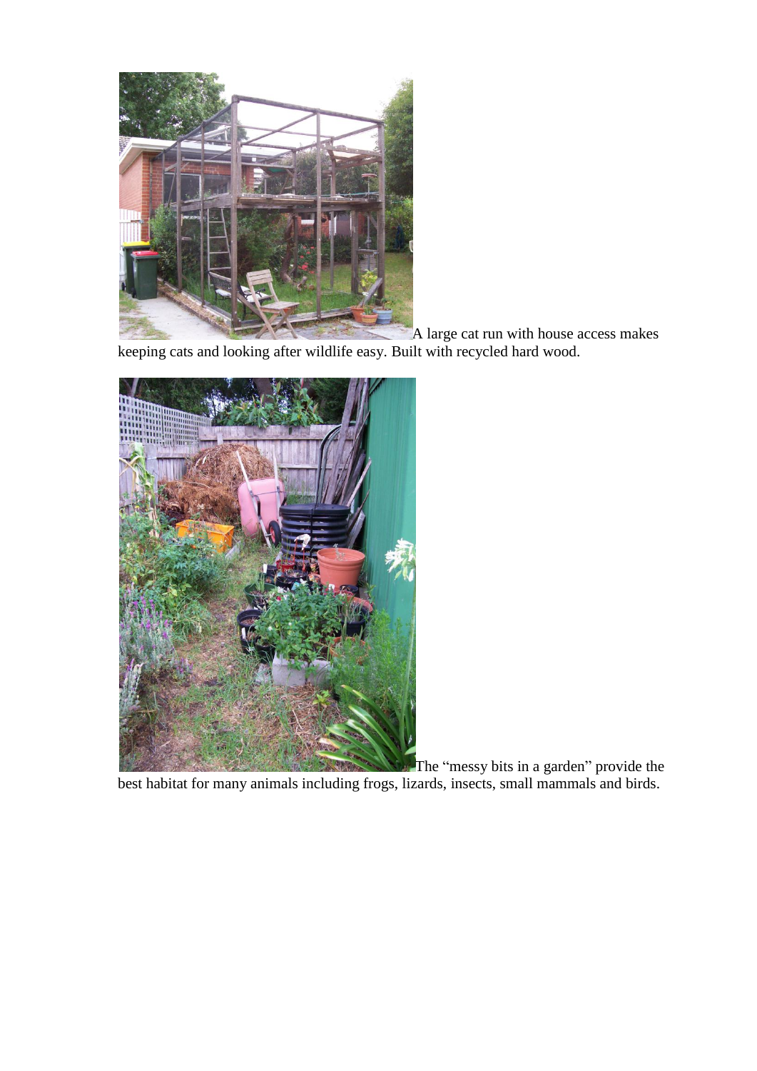A large cat run with house access makes keeping cats and looking after wildlife easy. Built with recycled hard wood.

The "messy bits in a garden" provide the best habitat for many animals including frogs, lizards, insects, small mammals and birds.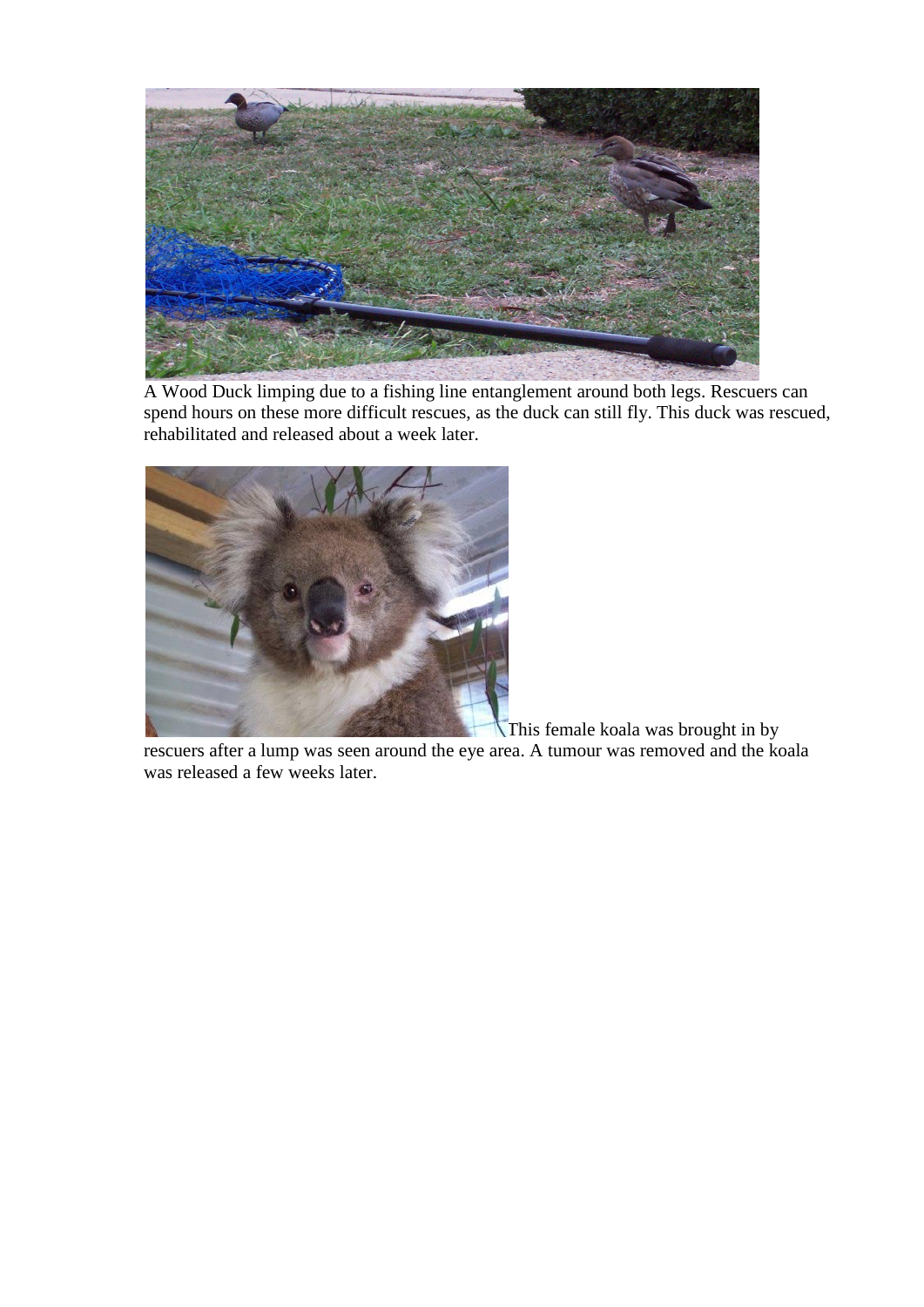A Wood Duck limping due to a fishing line entanglement around both legs. Rescuers can spend hours on these more difficult rescues, as the duck can still fly. This duck was rescued, rehabilitated and released about a week later.

This female koala was brought in by rescuers after a lump was seen around the eye area. A tumour was removed and the koala was released a few weeks later.